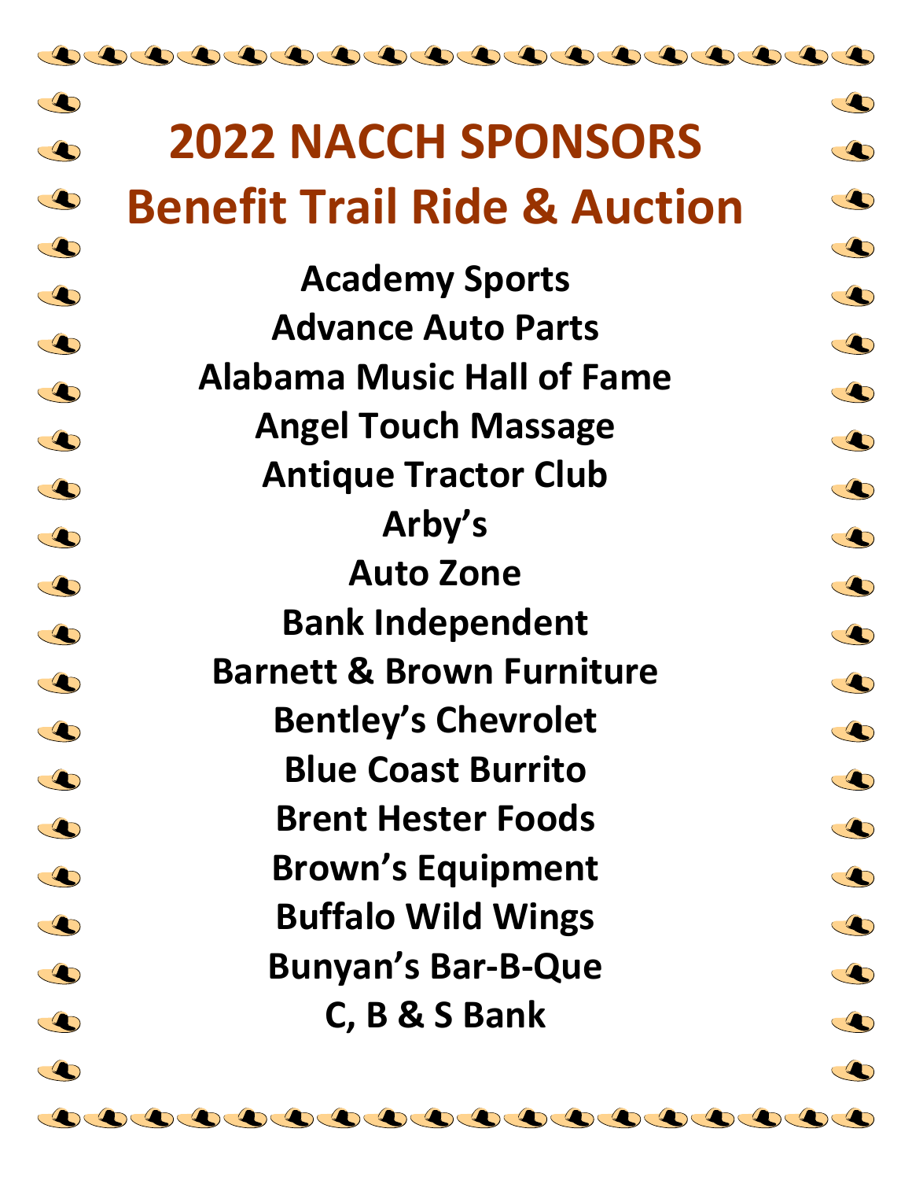# 2022 NACCH SPONSORS
# Benefit Trail Ride & Auction

**Academy Sports**
**Advance Auto Parts**
**Alabama Music Hall of Fame**
**Angel Touch Massage**
**Antique Tractor Club**
**Arby's**
**Auto Zone**
**Bank Independent**
**Barnett & Brown Furniture**
**Bentley's Chevrolet**
**Blue Coast Burrito**
**Brent Hester Foods**
**Brown's Equipment**
**Buffalo Wild Wings**
**Bunyan's Bar-B-Que**
**C, B & S Bank**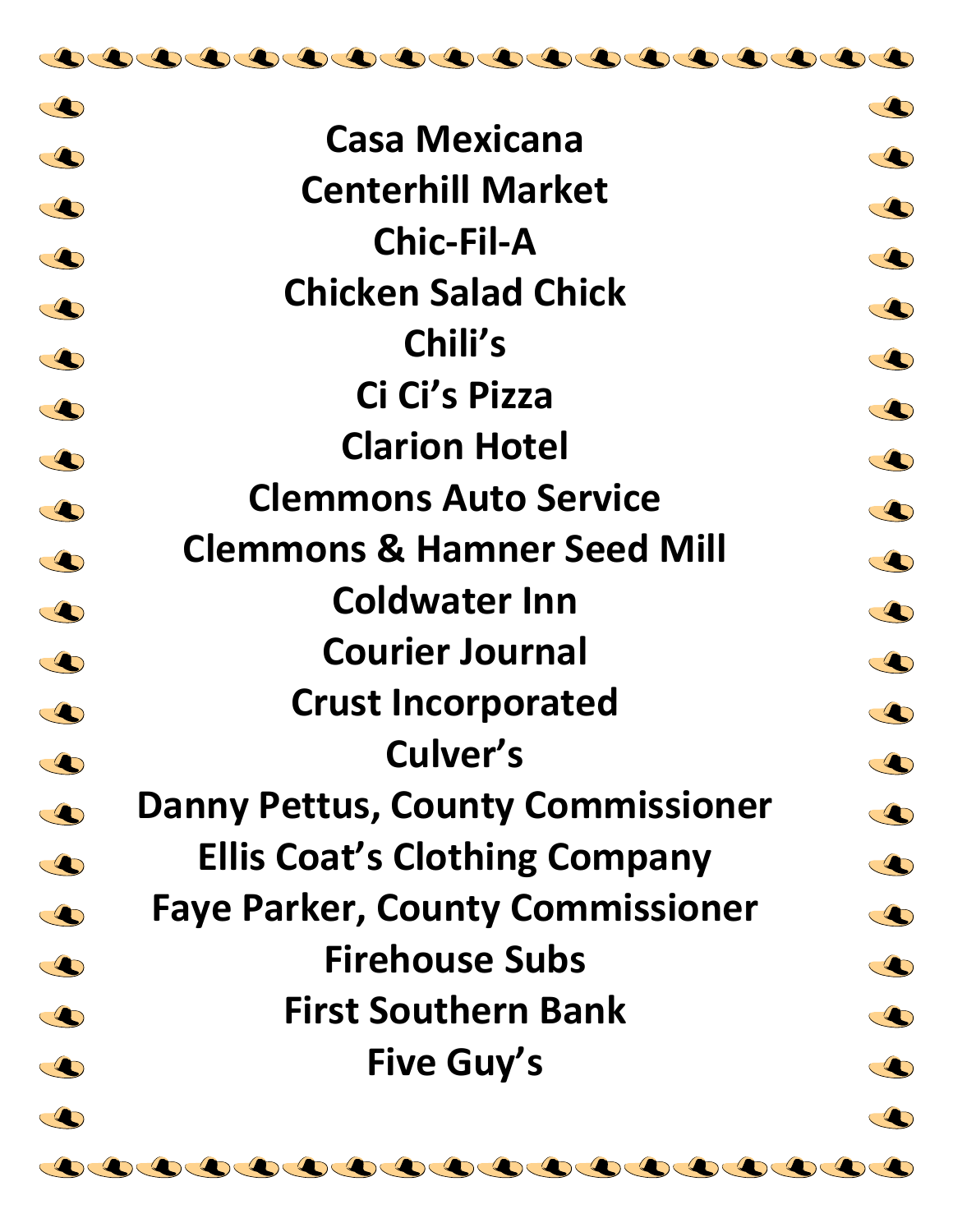**Casa Mexicana**

**Centerhill Market**

**Chic-Fil-A**

**Chicken Salad Chick**

**Chili's**

**Ci Ci's Pizza**

**Clarion Hotel**

**Clemmons Auto Service**

**Clemmons & Hamner Seed Mill**

**Coldwater Inn**

**Courier Journal**

**Crust Incorporated**

**Culver's**

**Danny Pettus, County Commissioner**

**Ellis Coat's Clothing Company**

**Faye Parker, County Commissioner**

**Firehouse Subs**

**First Southern Bank**

**Five Guy's**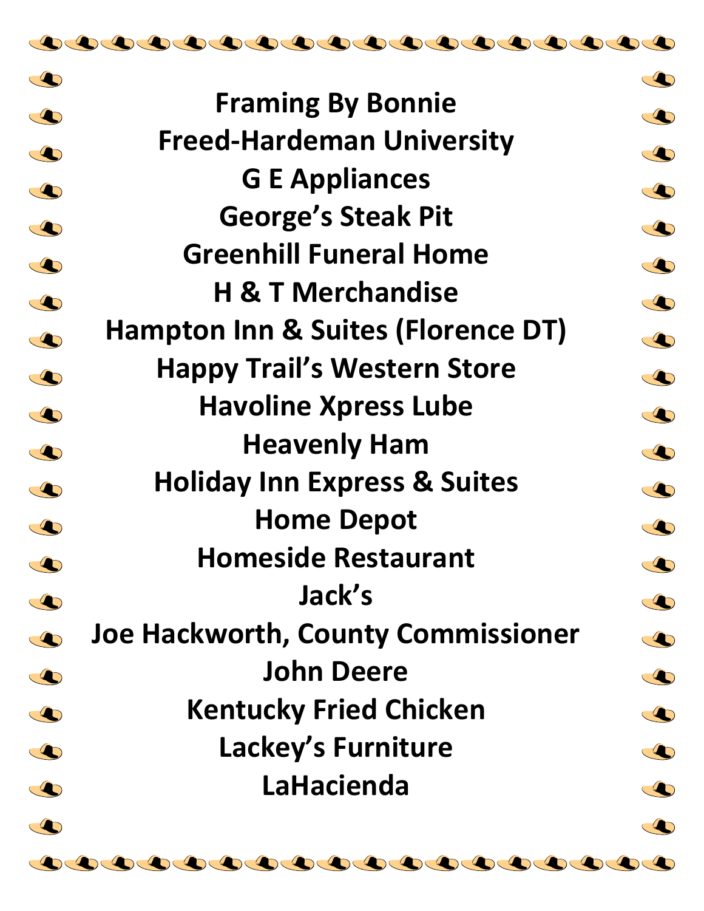**Framing By Bonnie**

**Freed-Hardeman University**

**G E Appliances**

**George's Steak Pit**

**Greenhill Funeral Home**

**H & T Merchandise**

**Hampton Inn & Suites (Florence DT)**

**Happy Trail's Western Store**

**Havoline Xpress Lube**

**Heavenly Ham**

**Holiday Inn Express & Suites**

**Home Depot**

**Homeside Restaurant**

**Jack's**

**Joe Hackworth, County Commissioner**

**John Deere**

**Kentucky Fried Chicken**

**Lackey's Furniture**

**LaHacienda**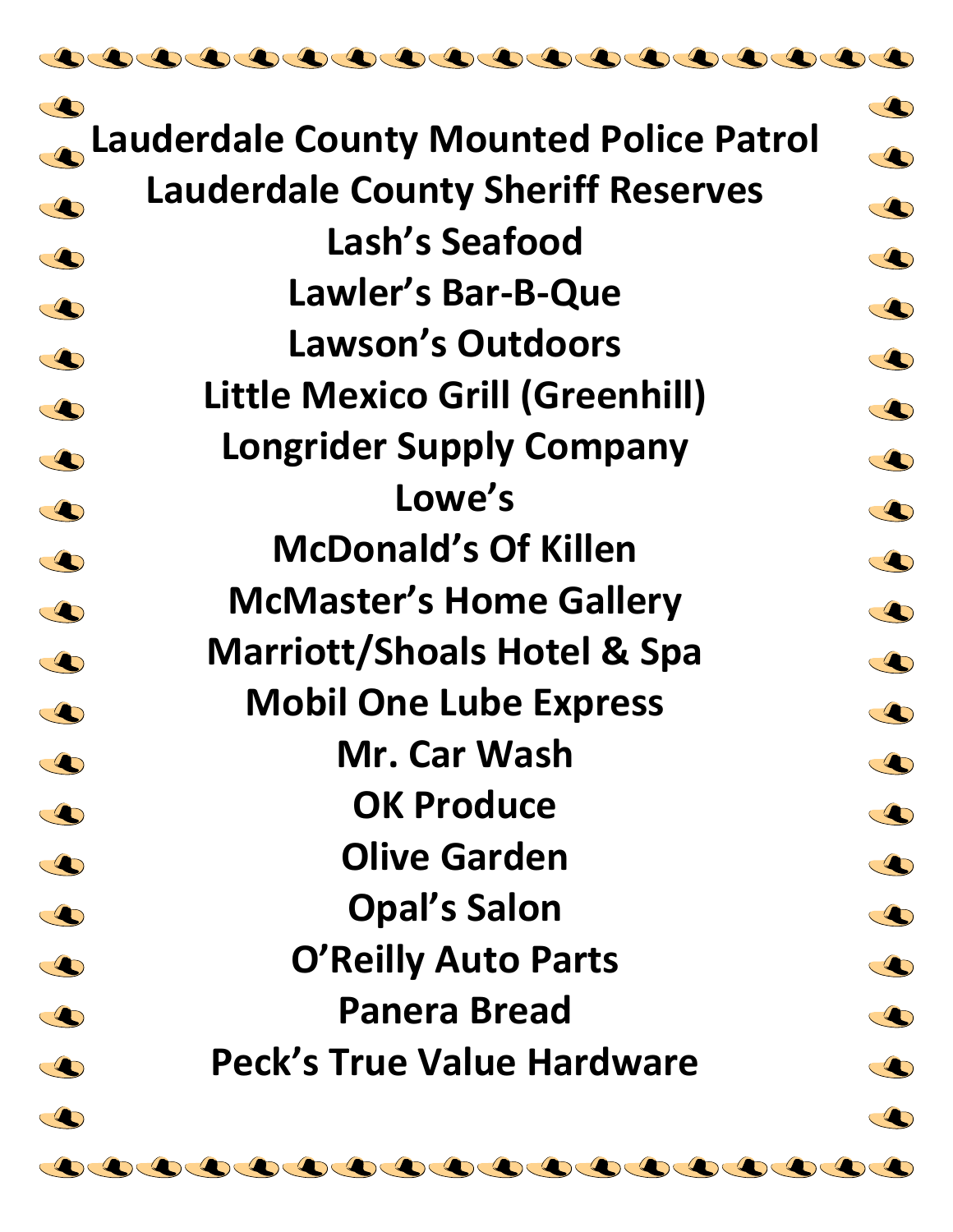**Lauderdale County Mounted Police Patrol**

**Lauderdale County Sheriff Reserves**

**Lash's Seafood**

**Lawler's Bar-B-Que**

**Lawson's Outdoors**

**Little Mexico Grill (Greenhill)**

**Longrider Supply Company**

**Lowe's**

**McDonald's Of Killen**

**McMaster's Home Gallery**

**Marriott/Shoals Hotel & Spa**

**Mobil One Lube Express**

**Mr. Car Wash**

**OK Produce**

**Olive Garden**

**Opal's Salon**

**O'Reilly Auto Parts**

**Panera Bread**

**Peck's True Value Hardware**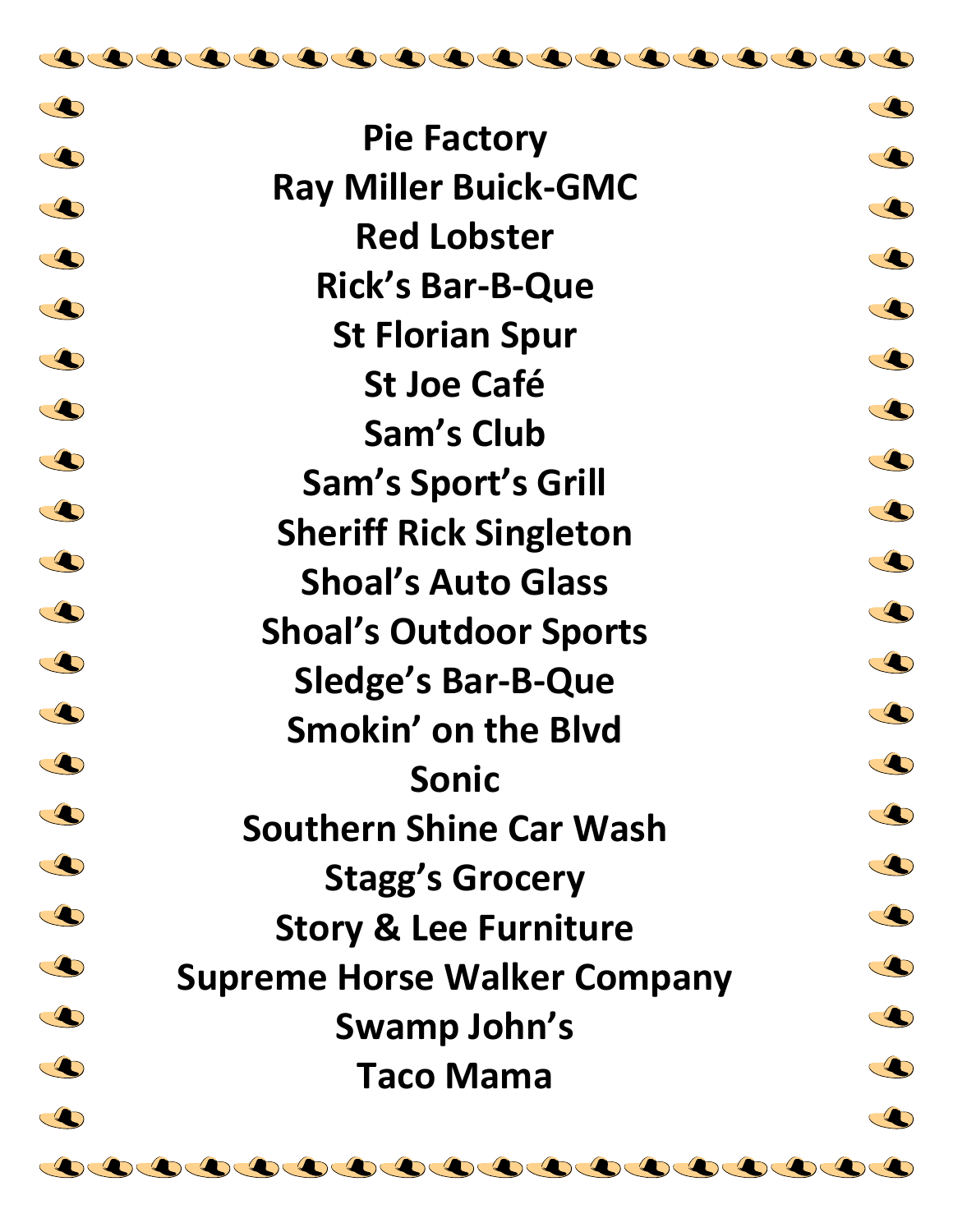**Pie Factory**

**Ray Miller Buick-GMC**

**Red Lobster**

**Rick's Bar-B-Que**

**St Florian Spur**

**St Joe Café**

**Sam's Club**

**Sam's Sport's Grill**

**Sheriff Rick Singleton**

**Shoal's Auto Glass**

**Shoal's Outdoor Sports**

**Sledge's Bar-B-Que**

**Smokin' on the Blvd**

**Sonic**

**Southern Shine Car Wash**

**Stagg's Grocery**

**Story & Lee Furniture**

**Supreme Horse Walker Company**

**Swamp John's**

**Taco Mama**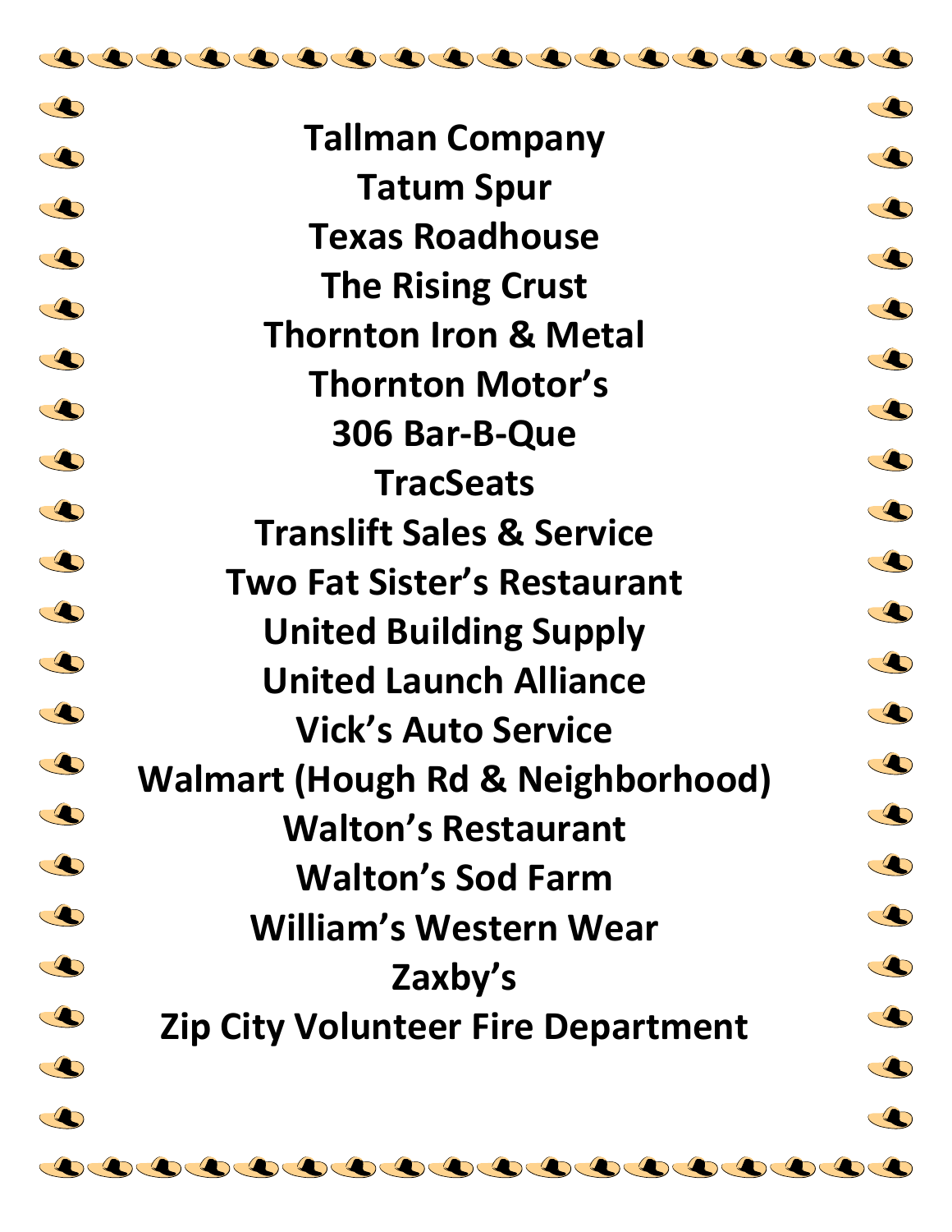**Tallman Company**

**Tatum Spur**

**Texas Roadhouse**

**The Rising Crust**

**Thornton Iron & Metal**

**Thornton Motor's**

**306 Bar-B-Que**

**TracSeats**

**Translift Sales & Service**

**Two Fat Sister's Restaurant**

**United Building Supply**

**United Launch Alliance**

**Vick's Auto Service**

**Walmart (Hough Rd & Neighborhood)**

**Walton's Restaurant**

**Walton's Sod Farm**

**William's Western Wear**

**Zaxby's**

**Zip City Volunteer Fire Department**